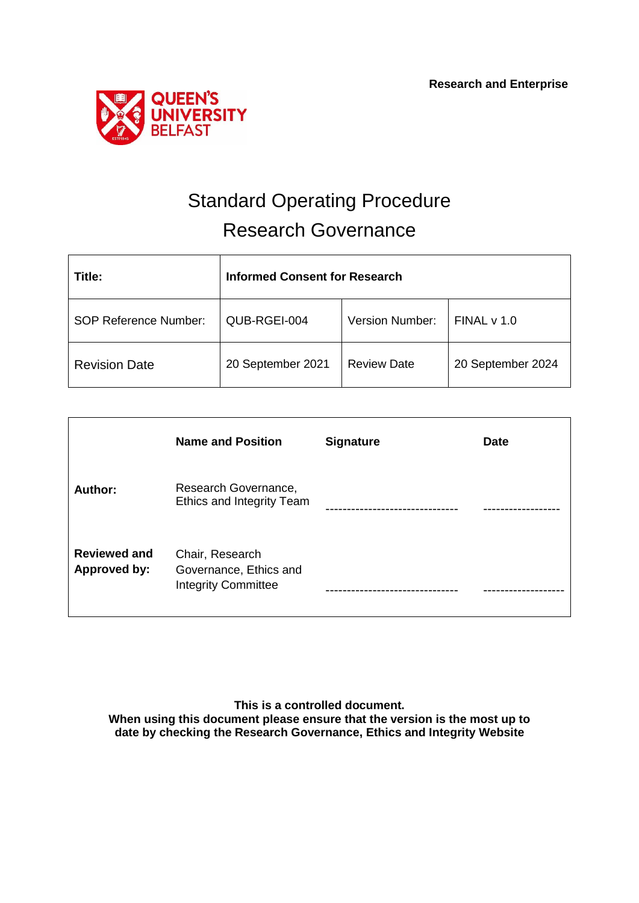**Research and Enterprise**

QUEEN'S UNIVERSITY BELFAST

# Standard Operating Procedure

# Research Governance

| **Title:** | **Informed Consent for Research** | | |
|---|---|---|---|
| SOP Reference Number: | QUB-RGEI-004 | Version Number: | FINAL v 1.0 |
| Revision Date | 20 September 2021 | Review Date | 20 September 2024 |

| | **Name and Position** | **Signature** | **Date** |
|---|---|---|---|
| **Author:** | Research Governance, Ethics and Integrity Team | ------------------------------- | ------------------ |
| **Reviewed and Approved by:** | Chair, Research Governance, Ethics and Integrity Committee | ------------------------------- | ------------------ |

**This is a controlled document.**
**When using this document please ensure that the version is the most up to date by checking the Research Governance, Ethics and Integrity Website**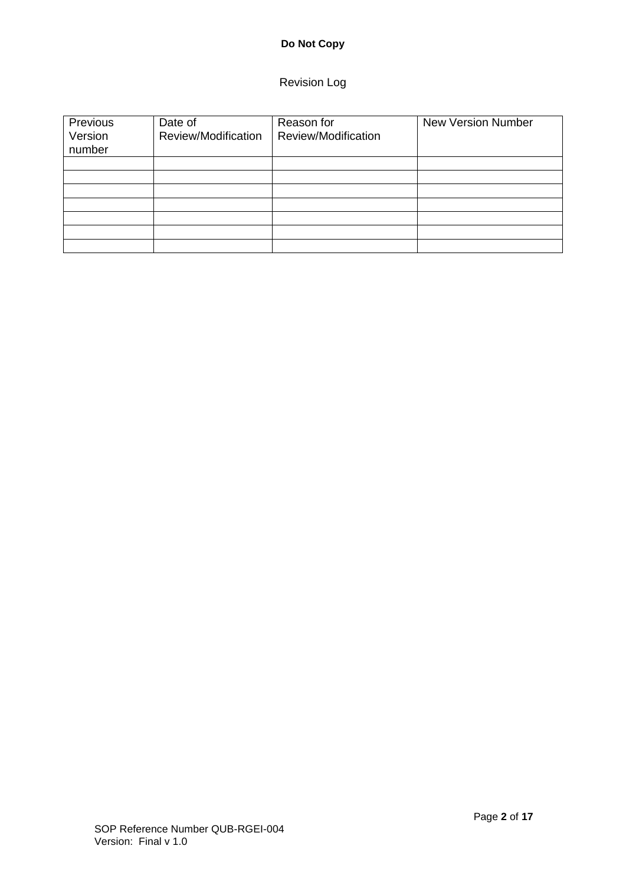Revision Log

| Previous Version number | Date of Review/Modification | Reason for Review/Modification | New Version Number |
| --- | --- | --- | --- |
| | | | |
| | | | |
| | | | |
| | | | |
| | | | |
| | | | |
| | | | |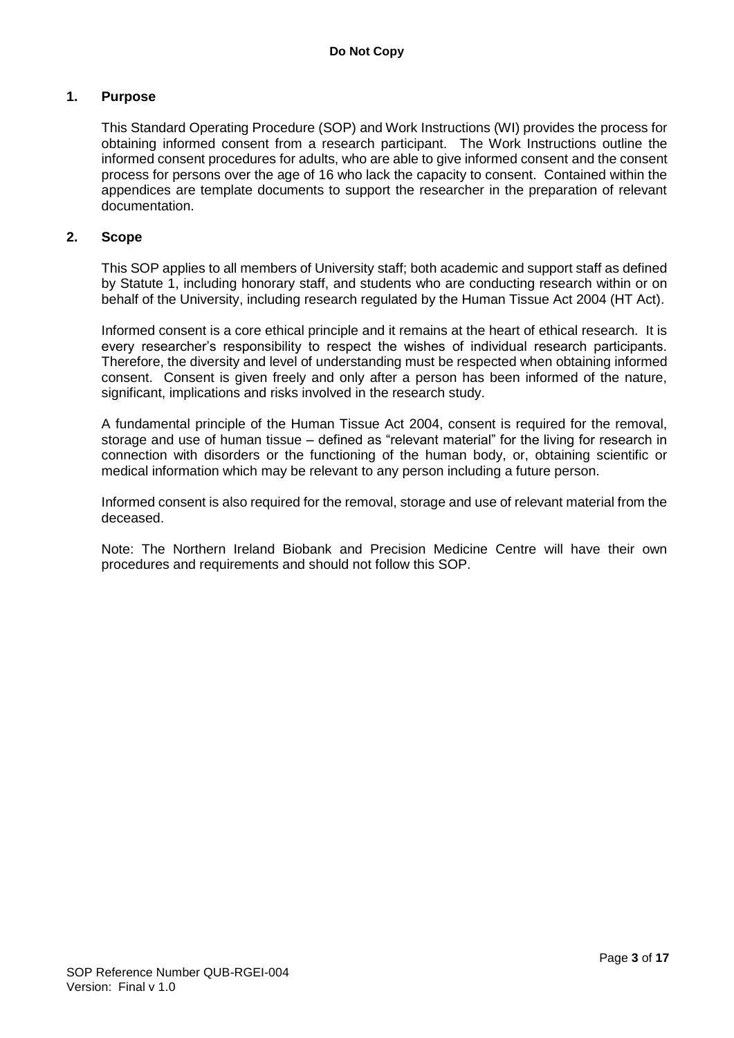## 1. Purpose

This Standard Operating Procedure (SOP) and Work Instructions (WI) provides the process for obtaining informed consent from a research participant. The Work Instructions outline the informed consent procedures for adults, who are able to give informed consent and the consent process for persons over the age of 16 who lack the capacity to consent. Contained within the appendices are template documents to support the researcher in the preparation of relevant documentation.

## 2. Scope

This SOP applies to all members of University staff; both academic and support staff as defined by Statute 1, including honorary staff, and students who are conducting research within or on behalf of the University, including research regulated by the Human Tissue Act 2004 (HT Act).

Informed consent is a core ethical principle and it remains at the heart of ethical research. It is every researcher's responsibility to respect the wishes of individual research participants. Therefore, the diversity and level of understanding must be respected when obtaining informed consent. Consent is given freely and only after a person has been informed of the nature, significant, implications and risks involved in the research study.

A fundamental principle of the Human Tissue Act 2004, consent is required for the removal, storage and use of human tissue – defined as "relevant material" for the living for research in connection with disorders or the functioning of the human body, or, obtaining scientific or medical information which may be relevant to any person including a future person.

Informed consent is also required for the removal, storage and use of relevant material from the deceased.

Note: The Northern Ireland Biobank and Precision Medicine Centre will have their own procedures and requirements and should not follow this SOP.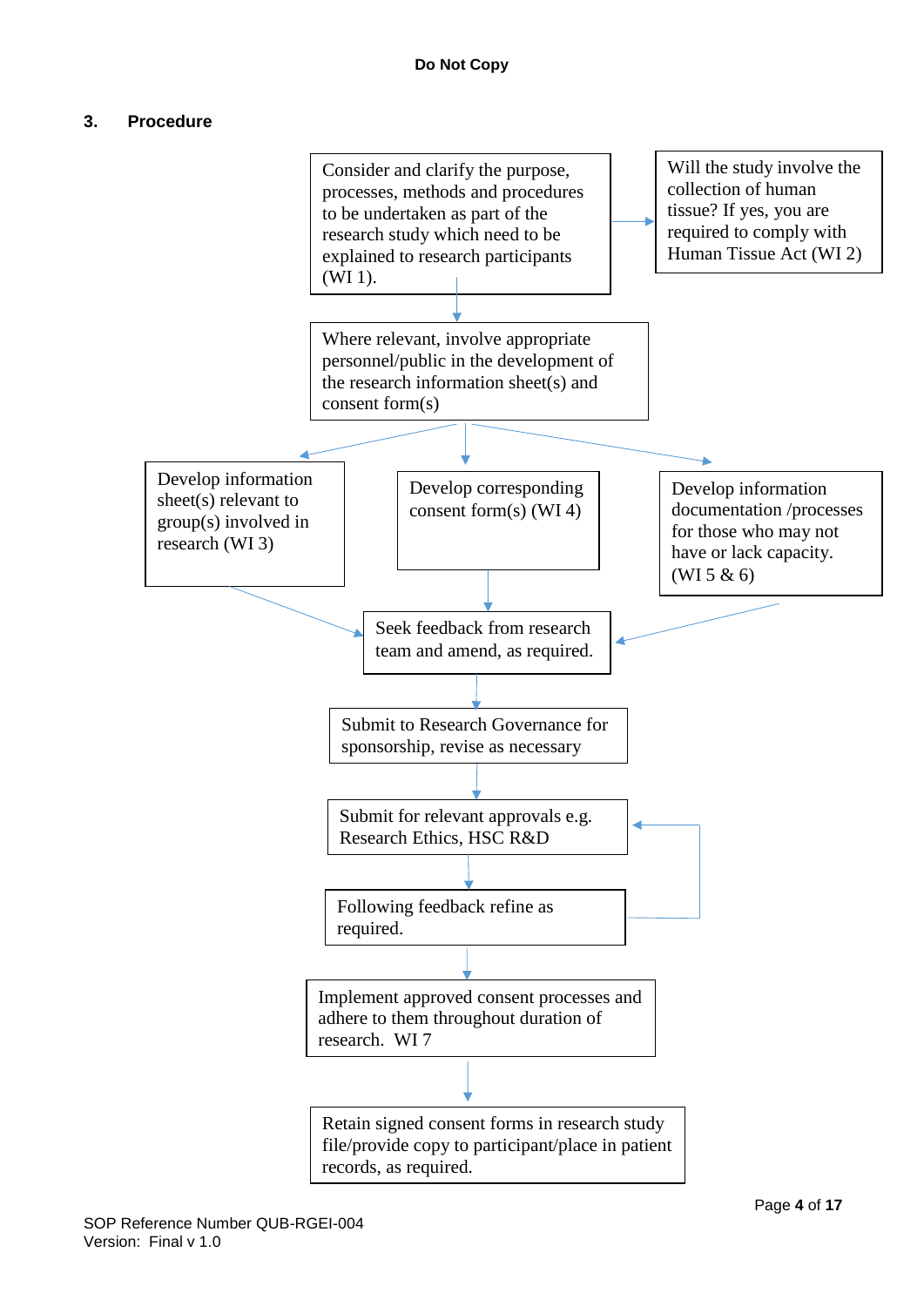## 3. Procedure

Consider and clarify the purpose, processes, methods and procedures to be undertaken as part of the research study which need to be explained to research participants (WI 1).

→ Will the study involve the collection of human tissue? If yes, you are required to comply with Human Tissue Act (WI 2)

↓

Where relevant, involve appropriate personnel/public in the development of the research information sheet(s) and consent form(s)

↓

- Develop information sheet(s) relevant to group(s) involved in research (WI 3)
- Develop corresponding consent form(s) (WI 4)
- Develop information documentation /processes for those who may not have or lack capacity. (WI 5 & 6)

↓

Seek feedback from research team and amend, as required.

↓

Submit to Research Governance for sponsorship, revise as necessary

↓

Submit for relevant approvals e.g. Research Ethics, HSC R&D

↓

Following feedback refine as required. (→ returns to "Submit for relevant approvals e.g. Research Ethics, HSC R&D")

↓

Implement approved consent processes and adhere to them throughout duration of research. WI 7

↓

Retain signed consent forms in research study file/provide copy to participant/place in patient records, as required.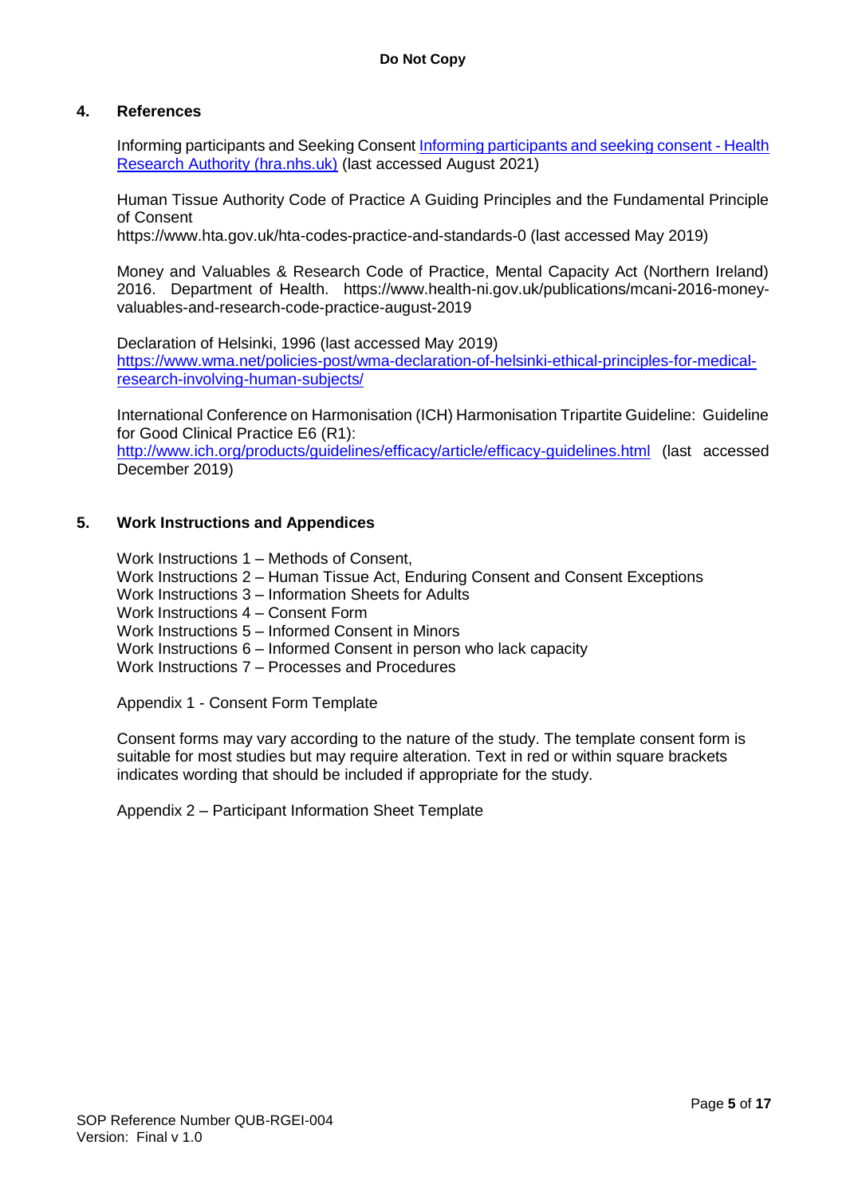## 4. References

Informing participants and Seeking Consent [Informing participants and seeking consent - Health Research Authority (hra.nhs.uk)](https://www.hra.nhs.uk) (last accessed August 2021)

Human Tissue Authority Code of Practice A Guiding Principles and the Fundamental Principle of Consent
https://www.hta.gov.uk/hta-codes-practice-and-standards-0 (last accessed May 2019)

Money and Valuables & Research Code of Practice, Mental Capacity Act (Northern Ireland) 2016. Department of Health. https://www.health-ni.gov.uk/publications/mcani-2016-money-valuables-and-research-code-practice-august-2019

Declaration of Helsinki, 1996 (last accessed May 2019)
https://www.wma.net/policies-post/wma-declaration-of-helsinki-ethical-principles-for-medical-research-involving-human-subjects/

International Conference on Harmonisation (ICH) Harmonisation Tripartite Guideline: Guideline for Good Clinical Practice E6 (R1):
http://www.ich.org/products/guidelines/efficacy/article/efficacy-guidelines.html (last accessed December 2019)

## 5. Work Instructions and Appendices

Work Instructions 1 – Methods of Consent,
Work Instructions 2 – Human Tissue Act, Enduring Consent and Consent Exceptions
Work Instructions 3 – Information Sheets for Adults
Work Instructions 4 – Consent Form
Work Instructions 5 – Informed Consent in Minors
Work Instructions 6 – Informed Consent in person who lack capacity
Work Instructions 7 – Processes and Procedures

Appendix 1 - Consent Form Template

Consent forms may vary according to the nature of the study. The template consent form is suitable for most studies but may require alteration. Text in red or within square brackets indicates wording that should be included if appropriate for the study.

Appendix 2 – Participant Information Sheet Template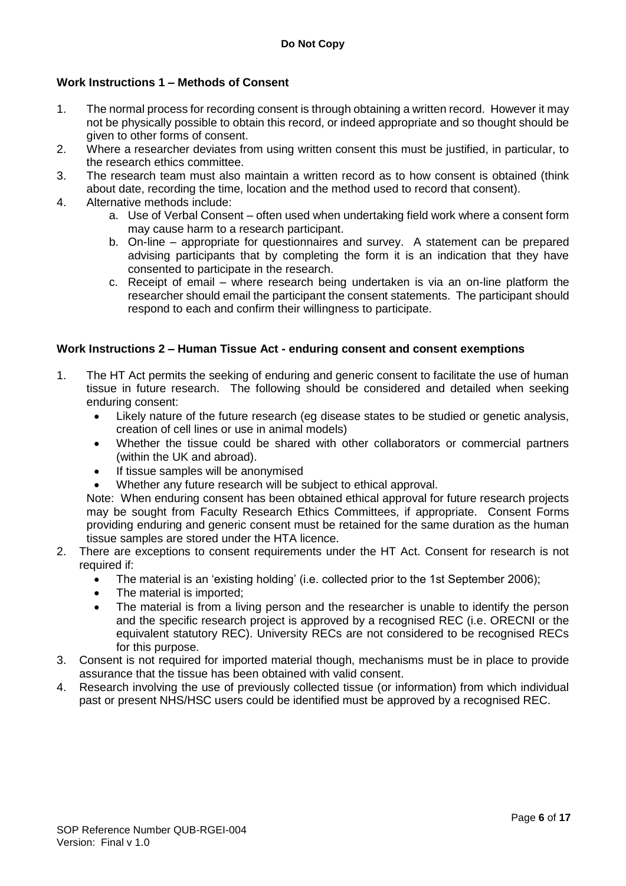## Work Instructions 1 – Methods of Consent

1. The normal process for recording consent is through obtaining a written record. However it may not be physically possible to obtain this record, or indeed appropriate and so thought should be given to other forms of consent.
2. Where a researcher deviates from using written consent this must be justified, in particular, to the research ethics committee.
3. The research team must also maintain a written record as to how consent is obtained (think about date, recording the time, location and the method used to record that consent).
4. Alternative methods include:
   a. Use of Verbal Consent – often used when undertaking field work where a consent form may cause harm to a research participant.
   b. On-line – appropriate for questionnaires and survey. A statement can be prepared advising participants that by completing the form it is an indication that they have consented to participate in the research.
   c. Receipt of email – where research being undertaken is via an on-line platform the researcher should email the participant the consent statements. The participant should respond to each and confirm their willingness to participate.

## Work Instructions 2 – Human Tissue Act - enduring consent and consent exemptions

1. The HT Act permits the seeking of enduring and generic consent to facilitate the use of human tissue in future research. The following should be considered and detailed when seeking enduring consent:
   - Likely nature of the future research (eg disease states to be studied or genetic analysis, creation of cell lines or use in animal models)
   - Whether the tissue could be shared with other collaborators or commercial partners (within the UK and abroad).
   - If tissue samples will be anonymised
   - Whether any future research will be subject to ethical approval.

   Note: When enduring consent has been obtained ethical approval for future research projects may be sought from Faculty Research Ethics Committees, if appropriate. Consent Forms providing enduring and generic consent must be retained for the same duration as the human tissue samples are stored under the HTA licence.
2. There are exceptions to consent requirements under the HT Act. Consent for research is not required if:
   - The material is an 'existing holding' (i.e. collected prior to the 1st September 2006);
   - The material is imported;
   - The material is from a living person and the researcher is unable to identify the person and the specific research project is approved by a recognised REC (i.e. ORECNI or the equivalent statutory REC). University RECs are not considered to be recognised RECs for this purpose.
3. Consent is not required for imported material though, mechanisms must be in place to provide assurance that the tissue has been obtained with valid consent.
4. Research involving the use of previously collected tissue (or information) from which individual past or present NHS/HSC users could be identified must be approved by a recognised REC.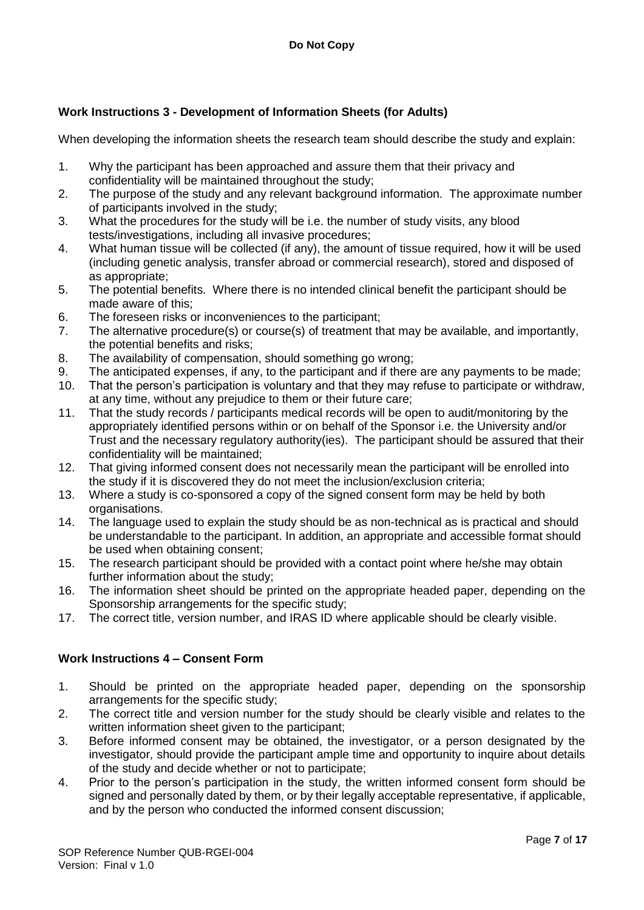### Work Instructions 3 - Development of Information Sheets (for Adults)

When developing the information sheets the research team should describe the study and explain:

1. Why the participant has been approached and assure them that their privacy and confidentiality will be maintained throughout the study;
2. The purpose of the study and any relevant background information. The approximate number of participants involved in the study;
3. What the procedures for the study will be i.e. the number of study visits, any blood tests/investigations, including all invasive procedures;
4. What human tissue will be collected (if any), the amount of tissue required, how it will be used (including genetic analysis, transfer abroad or commercial research), stored and disposed of as appropriate;
5. The potential benefits. Where there is no intended clinical benefit the participant should be made aware of this;
6. The foreseen risks or inconveniences to the participant;
7. The alternative procedure(s) or course(s) of treatment that may be available, and importantly, the potential benefits and risks;
8. The availability of compensation, should something go wrong;
9. The anticipated expenses, if any, to the participant and if there are any payments to be made;
10. That the person's participation is voluntary and that they may refuse to participate or withdraw, at any time, without any prejudice to them or their future care;
11. That the study records / participants medical records will be open to audit/monitoring by the appropriately identified persons within or on behalf of the Sponsor i.e. the University and/or Trust and the necessary regulatory authority(ies). The participant should be assured that their confidentiality will be maintained;
12. That giving informed consent does not necessarily mean the participant will be enrolled into the study if it is discovered they do not meet the inclusion/exclusion criteria;
13. Where a study is co-sponsored a copy of the signed consent form may be held by both organisations.
14. The language used to explain the study should be as non-technical as is practical and should be understandable to the participant. In addition, an appropriate and accessible format should be used when obtaining consent;
15. The research participant should be provided with a contact point where he/she may obtain further information about the study;
16. The information sheet should be printed on the appropriate headed paper, depending on the Sponsorship arrangements for the specific study;
17. The correct title, version number, and IRAS ID where applicable should be clearly visible.

### Work Instructions 4 – Consent Form

1. Should be printed on the appropriate headed paper, depending on the sponsorship arrangements for the specific study;
2. The correct title and version number for the study should be clearly visible and relates to the written information sheet given to the participant;
3. Before informed consent may be obtained, the investigator, or a person designated by the investigator, should provide the participant ample time and opportunity to inquire about details of the study and decide whether or not to participate;
4. Prior to the person's participation in the study, the written informed consent form should be signed and personally dated by them, or by their legally acceptable representative, if applicable, and by the person who conducted the informed consent discussion;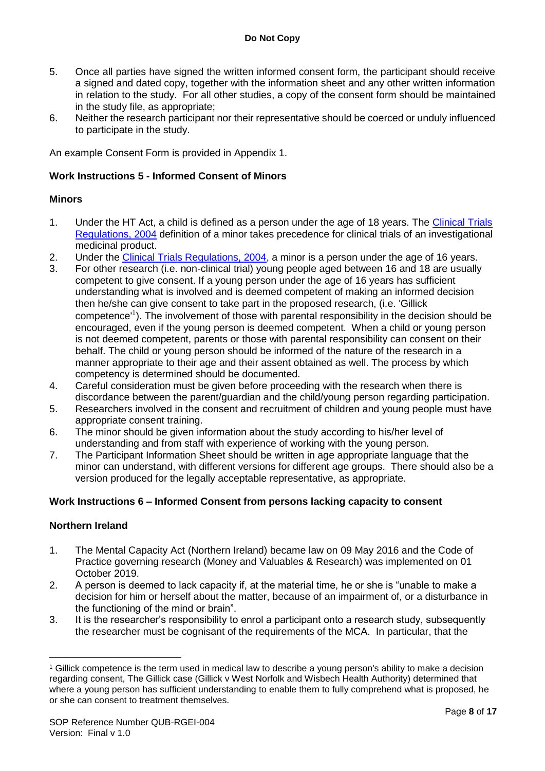5. Once all parties have signed the written informed consent form, the participant should receive a signed and dated copy, together with the information sheet and any other written information in relation to the study. For all other studies, a copy of the consent form should be maintained in the study file, as appropriate;
6. Neither the research participant nor their representative should be coerced or unduly influenced to participate in the study.

An example Consent Form is provided in Appendix 1.

**Work Instructions 5 - Informed Consent of Minors**

**Minors**

1. Under the HT Act, a child is defined as a person under the age of 18 years. The Clinical Trials Regulations, 2004 definition of a minor takes precedence for clinical trials of an investigational medicinal product.
2. Under the Clinical Trials Regulations, 2004, a minor is a person under the age of 16 years.
3. For other research (i.e. non-clinical trial) young people aged between 16 and 18 are usually competent to give consent. If a young person under the age of 16 years has sufficient understanding what is involved and is deemed competent of making an informed decision then he/she can give consent to take part in the proposed research, (i.e. 'Gillick competence'[1]). The involvement of those with parental responsibility in the decision should be encouraged, even if the young person is deemed competent. When a child or young person is not deemed competent, parents or those with parental responsibility can consent on their behalf. The child or young person should be informed of the nature of the research in a manner appropriate to their age and their assent obtained as well. The process by which competency is determined should be documented.
4. Careful consideration must be given before proceeding with the research when there is discordance between the parent/guardian and the child/young person regarding participation.
5. Researchers involved in the consent and recruitment of children and young people must have appropriate consent training.
6. The minor should be given information about the study according to his/her level of understanding and from staff with experience of working with the young person.
7. The Participant Information Sheet should be written in age appropriate language that the minor can understand, with different versions for different age groups. There should also be a version produced for the legally acceptable representative, as appropriate.

**Work Instructions 6 – Informed Consent from persons lacking capacity to consent**

**Northern Ireland**

1. The Mental Capacity Act (Northern Ireland) became law on 09 May 2016 and the Code of Practice governing research (Money and Valuables & Research) was implemented on 01 October 2019.
2. A person is deemed to lack capacity if, at the material time, he or she is "unable to make a decision for him or herself about the matter, because of an impairment of, or a disturbance in the functioning of the mind or brain".
3. It is the researcher's responsibility to enrol a participant onto a research study, subsequently the researcher must be cognisant of the requirements of the MCA. In particular, that the

[1] Gillick competence is the term used in medical law to describe a young person's ability to make a decision regarding consent, The Gillick case (Gillick v West Norfolk and Wisbech Health Authority) determined that where a young person has sufficient understanding to enable them to fully comprehend what is proposed, he or she can consent to treatment themselves.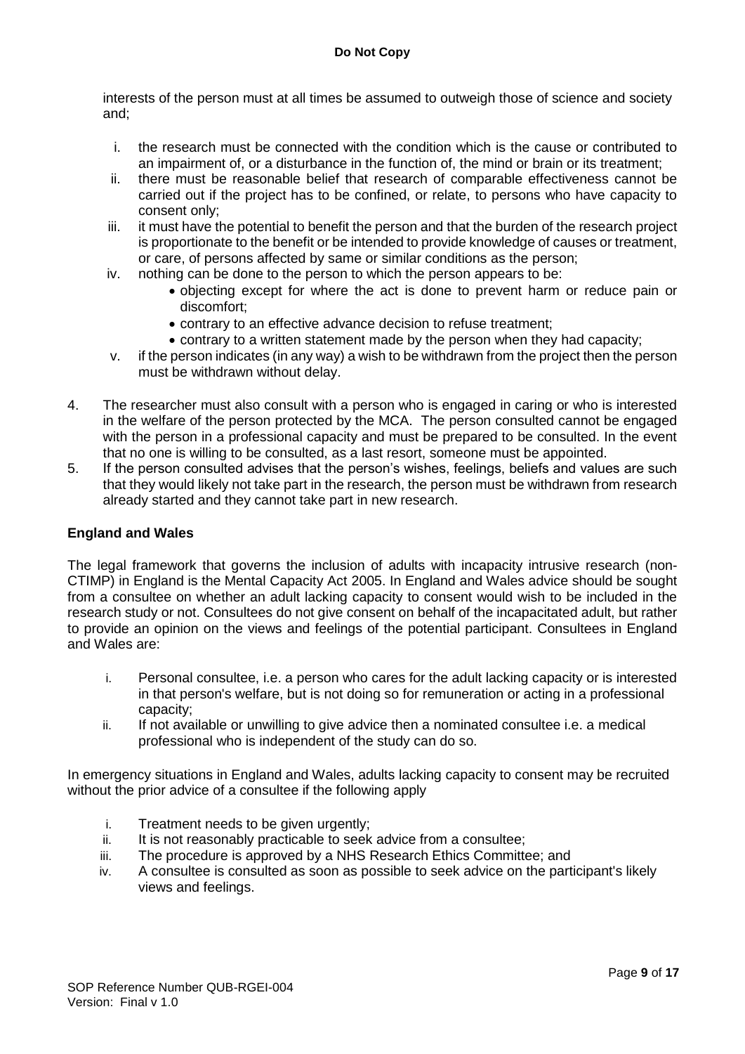interests of the person must at all times be assumed to outweigh those of science and society and;

i. the research must be connected with the condition which is the cause or contributed to an impairment of, or a disturbance in the function of, the mind or brain or its treatment;
ii. there must be reasonable belief that research of comparable effectiveness cannot be carried out if the project has to be confined, or relate, to persons who have capacity to consent only;
iii. it must have the potential to benefit the person and that the burden of the research project is proportionate to the benefit or be intended to provide knowledge of causes or treatment, or care, of persons affected by same or similar conditions as the person;
iv. nothing can be done to the person to which the person appears to be:
    - objecting except for where the act is done to prevent harm or reduce pain or discomfort;
    - contrary to an effective advance decision to refuse treatment;
    - contrary to a written statement made by the person when they had capacity;
v. if the person indicates (in any way) a wish to be withdrawn from the project then the person must be withdrawn without delay.

4. The researcher must also consult with a person who is engaged in caring or who is interested in the welfare of the person protected by the MCA. The person consulted cannot be engaged with the person in a professional capacity and must be prepared to be consulted. In the event that no one is willing to be consulted, as a last resort, someone must be appointed.
5. If the person consulted advises that the person's wishes, feelings, beliefs and values are such that they would likely not take part in the research, the person must be withdrawn from research already started and they cannot take part in new research.

**England and Wales**

The legal framework that governs the inclusion of adults with incapacity intrusive research (non-CTIMP) in England is the Mental Capacity Act 2005. In England and Wales advice should be sought from a consultee on whether an adult lacking capacity to consent would wish to be included in the research study or not. Consultees do not give consent on behalf of the incapacitated adult, but rather to provide an opinion on the views and feelings of the potential participant. Consultees in England and Wales are:

i. Personal consultee, i.e. a person who cares for the adult lacking capacity or is interested in that person's welfare, but is not doing so for remuneration or acting in a professional capacity;
ii. If not available or unwilling to give advice then a nominated consultee i.e. a medical professional who is independent of the study can do so.

In emergency situations in England and Wales, adults lacking capacity to consent may be recruited without the prior advice of a consultee if the following apply

i. Treatment needs to be given urgently;
ii. It is not reasonably practicable to seek advice from a consultee;
iii. The procedure is approved by a NHS Research Ethics Committee; and
iv. A consultee is consulted as soon as possible to seek advice on the participant's likely views and feelings.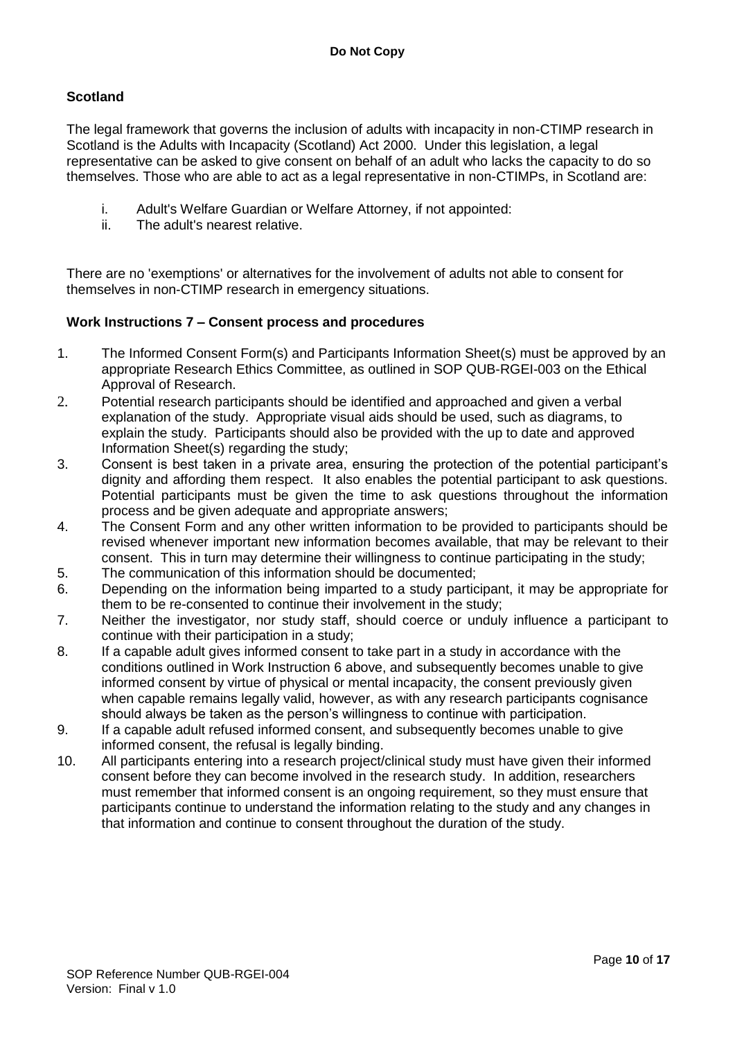## Scotland

The legal framework that governs the inclusion of adults with incapacity in non-CTIMP research in Scotland is the Adults with Incapacity (Scotland) Act 2000. Under this legislation, a legal representative can be asked to give consent on behalf of an adult who lacks the capacity to do so themselves. Those who are able to act as a legal representative in non-CTIMPs, in Scotland are:

i. Adult's Welfare Guardian or Welfare Attorney, if not appointed:
ii. The adult's nearest relative.

There are no 'exemptions' or alternatives for the involvement of adults not able to consent for themselves in non-CTIMP research in emergency situations.

## Work Instructions 7 – Consent process and procedures

1. The Informed Consent Form(s) and Participants Information Sheet(s) must be approved by an appropriate Research Ethics Committee, as outlined in SOP QUB-RGEI-003 on the Ethical Approval of Research.
2. Potential research participants should be identified and approached and given a verbal explanation of the study. Appropriate visual aids should be used, such as diagrams, to explain the study. Participants should also be provided with the up to date and approved Information Sheet(s) regarding the study;
3. Consent is best taken in a private area, ensuring the protection of the potential participant's dignity and affording them respect. It also enables the potential participant to ask questions. Potential participants must be given the time to ask questions throughout the information process and be given adequate and appropriate answers;
4. The Consent Form and any other written information to be provided to participants should be revised whenever important new information becomes available, that may be relevant to their consent. This in turn may determine their willingness to continue participating in the study;
5. The communication of this information should be documented;
6. Depending on the information being imparted to a study participant, it may be appropriate for them to be re-consented to continue their involvement in the study;
7. Neither the investigator, nor study staff, should coerce or unduly influence a participant to continue with their participation in a study;
8. If a capable adult gives informed consent to take part in a study in accordance with the conditions outlined in Work Instruction 6 above, and subsequently becomes unable to give informed consent by virtue of physical or mental incapacity, the consent previously given when capable remains legally valid, however, as with any research participants cognisance should always be taken as the person's willingness to continue with participation.
9. If a capable adult refused informed consent, and subsequently becomes unable to give informed consent, the refusal is legally binding.
10. All participants entering into a research project/clinical study must have given their informed consent before they can become involved in the research study. In addition, researchers must remember that informed consent is an ongoing requirement, so they must ensure that participants continue to understand the information relating to the study and any changes in that information and continue to consent throughout the duration of the study.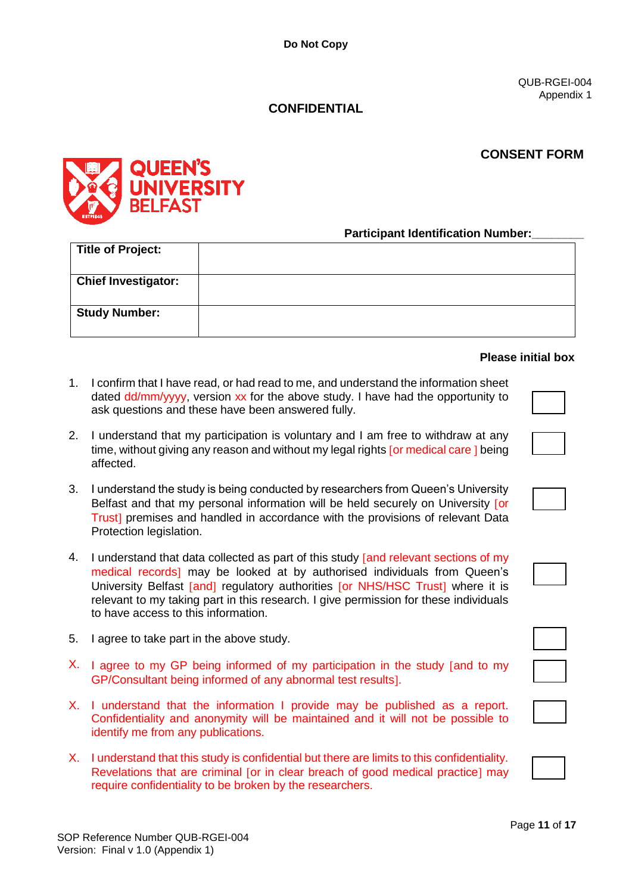**Do Not Copy**

QUB-RGEI-004
Appendix 1

**CONFIDENTIAL**

## CONSENT FORM

**Participant Identification Number:**________

| **Title of Project:** | |
|---|---|
| **Chief Investigator:** | |
| **Study Number:** | |

**Please initial box**

1. I confirm that I have read, or had read to me, and understand the information sheet dated dd/mm/yyyy, version xx for the above study. I have had the opportunity to ask questions and these have been answered fully. ☐

2. I understand that my participation is voluntary and I am free to withdraw at any time, without giving any reason and without my legal rights [or medical care ] being affected. ☐

3. I understand the study is being conducted by researchers from Queen's University Belfast and that my personal information will be held securely on University [or Trust] premises and handled in accordance with the provisions of relevant Data Protection legislation. ☐

4. I understand that data collected as part of this study [and relevant sections of my medical records] may be looked at by authorised individuals from Queen's University Belfast [and] regulatory authorities [or NHS/HSC Trust] where it is relevant to my taking part in this research. I give permission for these individuals to have access to this information. ☐

5. I agree to take part in the above study. ☐

X. I agree to my GP being informed of my participation in the study [and to my GP/Consultant being informed of any abnormal test results]. ☐

X. I understand that the information I provide may be published as a report. Confidentiality and anonymity will be maintained and it will not be possible to identify me from any publications. ☐

X. I understand that this study is confidential but there are limits to this confidentiality. Revelations that are criminal [or in clear breach of good medical practice] may require confidentiality to be broken by the researchers. ☐

SOP Reference Number QUB-RGEI-004
Version: Final v 1.0 (Appendix 1)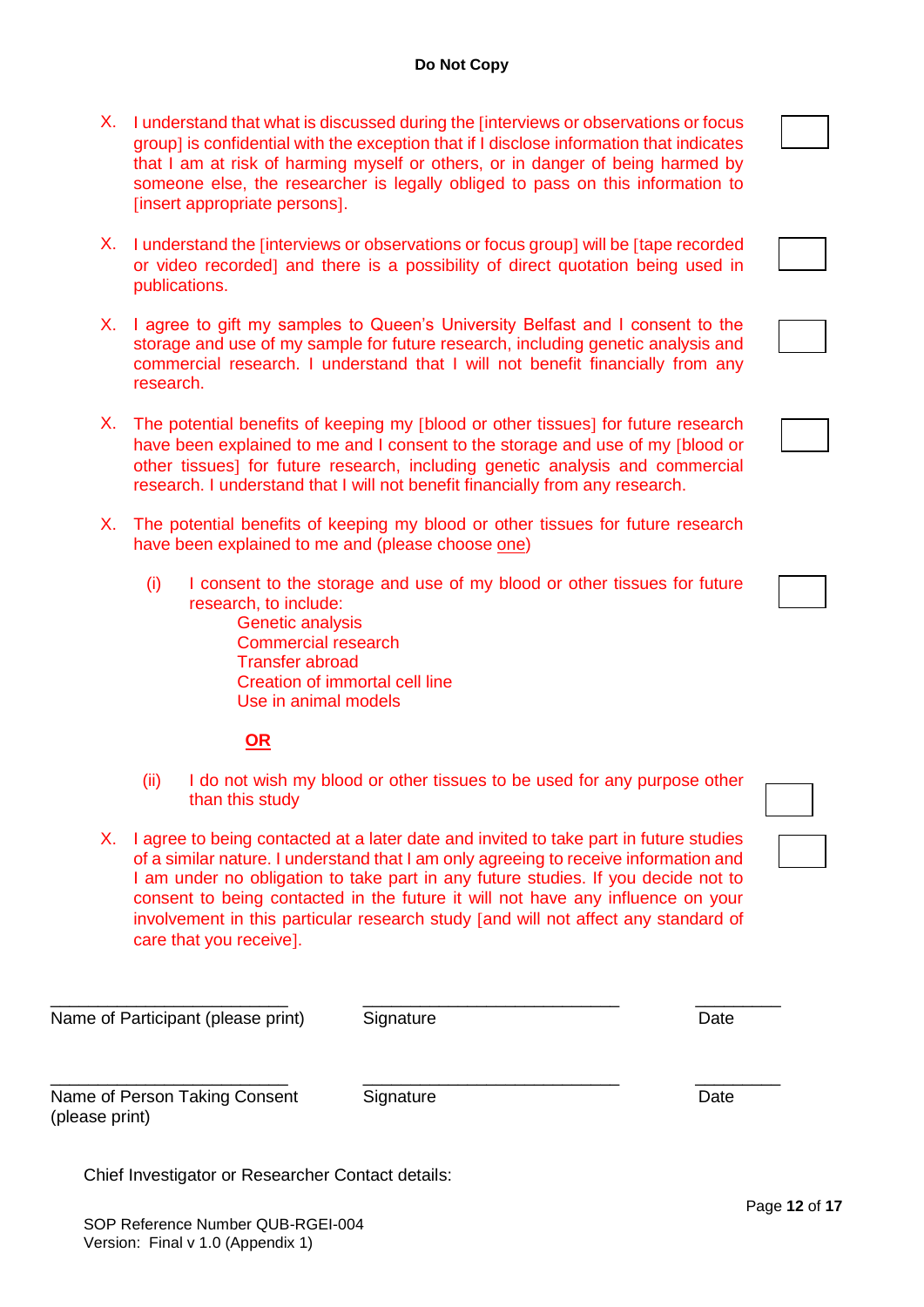**Do Not Copy**

X. I understand that what is discussed during the [interviews or observations or focus group] is confidential with the exception that if I disclose information that indicates that I am at risk of harming myself or others, or in danger of being harmed by someone else, the researcher is legally obliged to pass on this information to [insert appropriate persons]. ☐

X. I understand the [interviews or observations or focus group] will be [tape recorded or video recorded] and there is a possibility of direct quotation being used in publications. ☐

X. I agree to gift my samples to Queen's University Belfast and I consent to the storage and use of my sample for future research, including genetic analysis and commercial research. I understand that I will not benefit financially from any research. ☐

X. The potential benefits of keeping my [blood or other tissues] for future research have been explained to me and I consent to the storage and use of my [blood or other tissues] for future research, including genetic analysis and commercial research. I understand that I will not benefit financially from any research. ☐

X. The potential benefits of keeping my blood or other tissues for future research have been explained to me and (please choose one)

(i) I consent to the storage and use of my blood or other tissues for future research, to include: ☐

Genetic analysis
Commercial research
Transfer abroad
Creation of immortal cell line
Use in animal models

**OR**

(ii) I do not wish my blood or other tissues to be used for any purpose other than this study ☐

X. I agree to being contacted at a later date and invited to take part in future studies of a similar nature. I understand that I am only agreeing to receive information and I am under no obligation to take part in any future studies. If you decide not to consent to being contacted in the future it will not have any influence on your involvement in this particular research study [and will not affect any standard of care that you receive]. ☐

| ___________________________ | ___________________________ | _________ |
|---|---|---|
| Name of Participant (please print) | Signature | Date |
| ___________________________ | ___________________________ | _________ |
| Name of Person Taking Consent (please print) | Signature | Date |

Chief Investigator or Researcher Contact details:

SOP Reference Number QUB-RGEI-004
Version: Final v 1.0 (Appendix 1)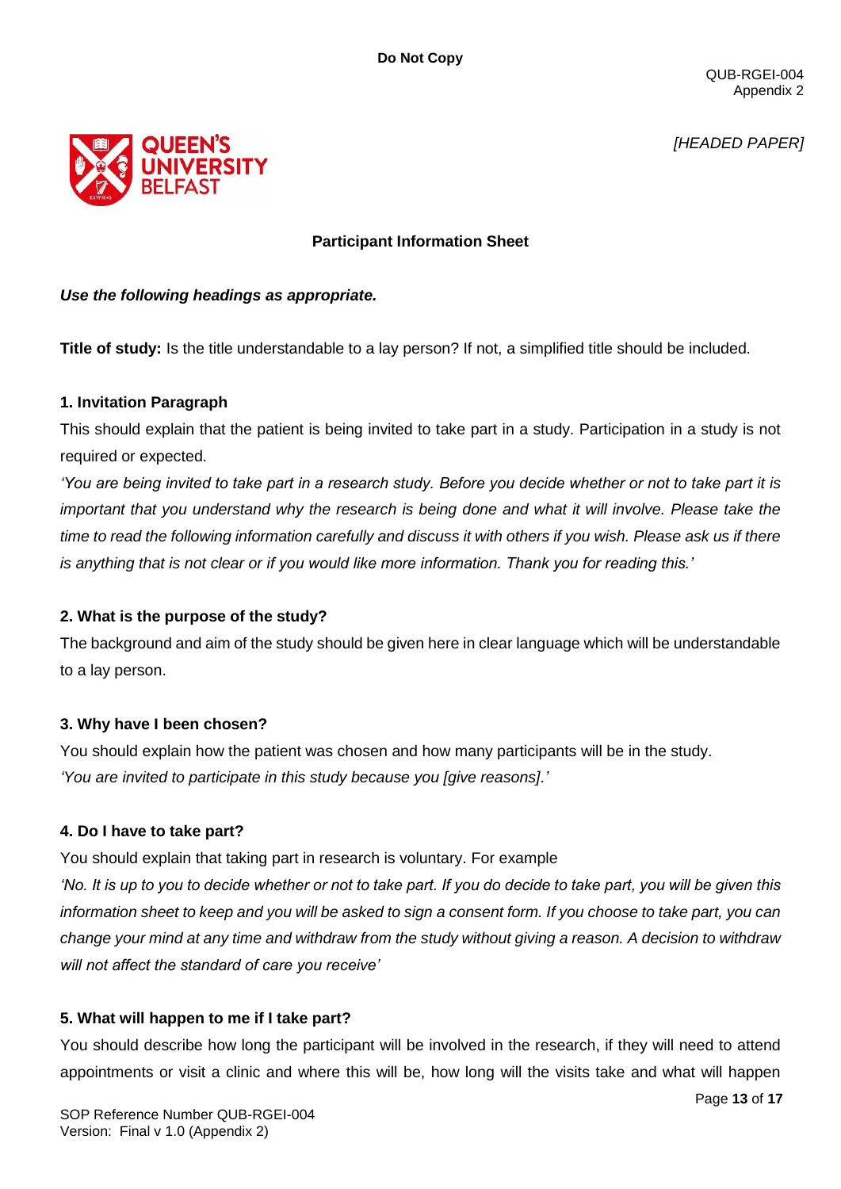**Do Not Copy**

QUB-RGEI-004
Appendix 2

*[HEADED PAPER]*

## Participant Information Sheet

***Use the following headings as appropriate.***

**Title of study:** Is the title understandable to a lay person? If not, a simplified title should be included.

### 1. Invitation Paragraph

This should explain that the patient is being invited to take part in a study. Participation in a study is not required or expected.

*'You are being invited to take part in a research study. Before you decide whether or not to take part it is important that you understand why the research is being done and what it will involve. Please take the time to read the following information carefully and discuss it with others if you wish. Please ask us if there is anything that is not clear or if you would like more information. Thank you for reading this.'*

### 2. What is the purpose of the study?

The background and aim of the study should be given here in clear language which will be understandable to a lay person.

### 3. Why have I been chosen?

You should explain how the patient was chosen and how many participants will be in the study.

*'You are invited to participate in this study because you [give reasons].'*

### 4. Do I have to take part?

You should explain that taking part in research is voluntary. For example

*'No. It is up to you to decide whether or not to take part. If you do decide to take part, you will be given this information sheet to keep and you will be asked to sign a consent form. If you choose to take part, you can change your mind at any time and withdraw from the study without giving a reason. A decision to withdraw will not affect the standard of care you receive'*

### 5. What will happen to me if I take part?

You should describe how long the participant will be involved in the research, if they will need to attend appointments or visit a clinic and where this will be, how long will the visits take and what will happen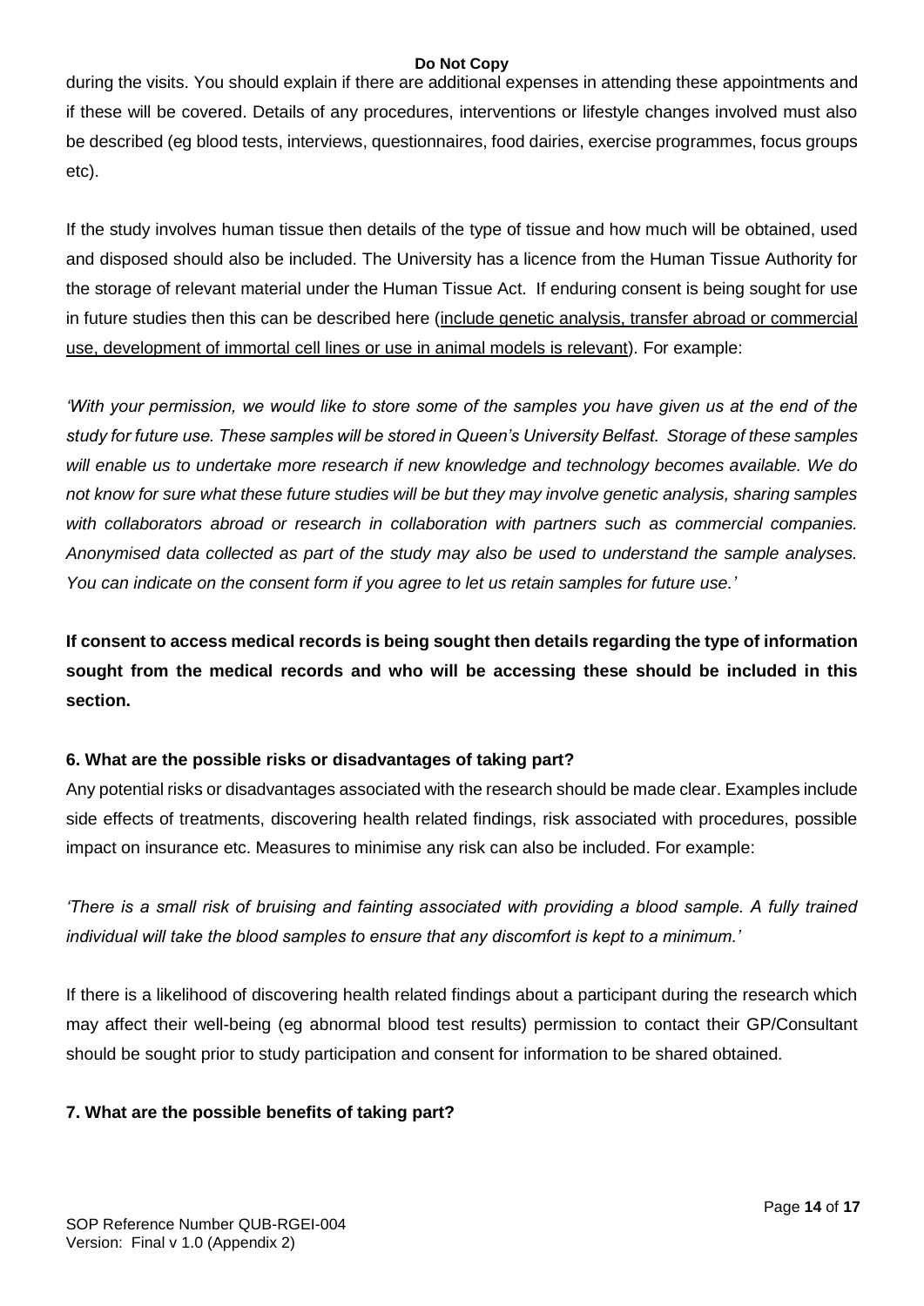during the visits. You should explain if there are additional expenses in attending these appointments and if these will be covered. Details of any procedures, interventions or lifestyle changes involved must also be described (eg blood tests, interviews, questionnaires, food dairies, exercise programmes, focus groups etc).

If the study involves human tissue then details of the type of tissue and how much will be obtained, used and disposed should also be included. The University has a licence from the Human Tissue Authority for the storage of relevant material under the Human Tissue Act. If enduring consent is being sought for use in future studies then this can be described here (<u>include genetic analysis, transfer abroad or commercial use, development of immortal cell lines or use in animal models is relevant</u>). For example:

*'With your permission, we would like to store some of the samples you have given us at the end of the study for future use. These samples will be stored in Queen's University Belfast. Storage of these samples will enable us to undertake more research if new knowledge and technology becomes available. We do not know for sure what these future studies will be but they may involve genetic analysis, sharing samples with collaborators abroad or research in collaboration with partners such as commercial companies. Anonymised data collected as part of the study may also be used to understand the sample analyses. You can indicate on the consent form if you agree to let us retain samples for future use.'*

**If consent to access medical records is being sought then details regarding the type of information sought from the medical records and who will be accessing these should be included in this section.**

**6. What are the possible risks or disadvantages of taking part?**

Any potential risks or disadvantages associated with the research should be made clear. Examples include side effects of treatments, discovering health related findings, risk associated with procedures, possible impact on insurance etc. Measures to minimise any risk can also be included. For example:

*'There is a small risk of bruising and fainting associated with providing a blood sample. A fully trained individual will take the blood samples to ensure that any discomfort is kept to a minimum.'*

If there is a likelihood of discovering health related findings about a participant during the research which may affect their well-being (eg abnormal blood test results) permission to contact their GP/Consultant should be sought prior to study participation and consent for information to be shared obtained.

**7. What are the possible benefits of taking part?**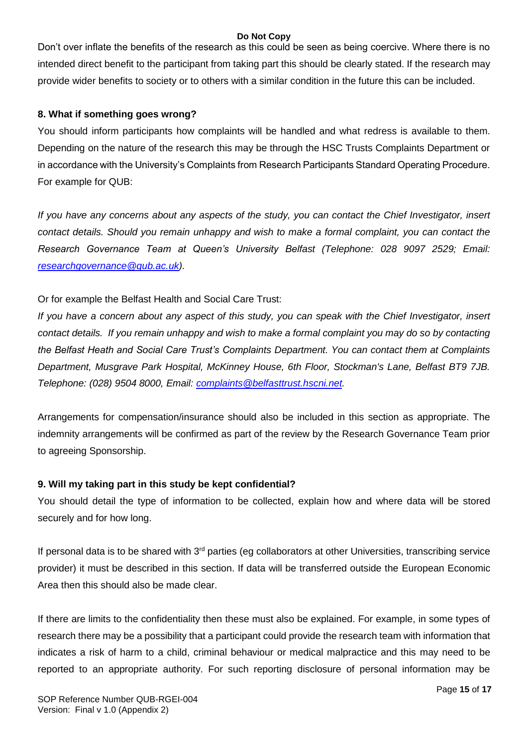Don't over inflate the benefits of the research as this could be seen as being coercive. Where there is no intended direct benefit to the participant from taking part this should be clearly stated. If the research may provide wider benefits to society or to others with a similar condition in the future this can be included.

**8. What if something goes wrong?**

You should inform participants how complaints will be handled and what redress is available to them. Depending on the nature of the research this may be through the HSC Trusts Complaints Department or in accordance with the University's Complaints from Research Participants Standard Operating Procedure. For example for QUB:

*If you have any concerns about any aspects of the study, you can contact the Chief Investigator, insert contact details. Should you remain unhappy and wish to make a formal complaint, you can contact the Research Governance Team at Queen's University Belfast (Telephone: 028 9097 2529; Email: [researchgovernance@qub.ac.uk](mailto:researchgovernance@qub.ac.uk)).*

Or for example the Belfast Health and Social Care Trust:

*If you have a concern about any aspect of this study, you can speak with the Chief Investigator, insert contact details. If you remain unhappy and wish to make a formal complaint you may do so by contacting the Belfast Heath and Social Care Trust's Complaints Department. You can contact them at Complaints Department, Musgrave Park Hospital, McKinney House, 6th Floor, Stockman's Lane, Belfast BT9 7JB. Telephone: (028) 9504 8000, Email: [complaints@belfasttrust.hscni.net](mailto:complaints@belfasttrust.hscni.net).*

Arrangements for compensation/insurance should also be included in this section as appropriate. The indemnity arrangements will be confirmed as part of the review by the Research Governance Team prior to agreeing Sponsorship.

**9. Will my taking part in this study be kept confidential?**

You should detail the type of information to be collected, explain how and where data will be stored securely and for how long.

If personal data is to be shared with 3rd parties (eg collaborators at other Universities, transcribing service provider) it must be described in this section. If data will be transferred outside the European Economic Area then this should also be made clear.

If there are limits to the confidentiality then these must also be explained. For example, in some types of research there may be a possibility that a participant could provide the research team with information that indicates a risk of harm to a child, criminal behaviour or medical malpractice and this may need to be reported to an appropriate authority. For such reporting disclosure of personal information may be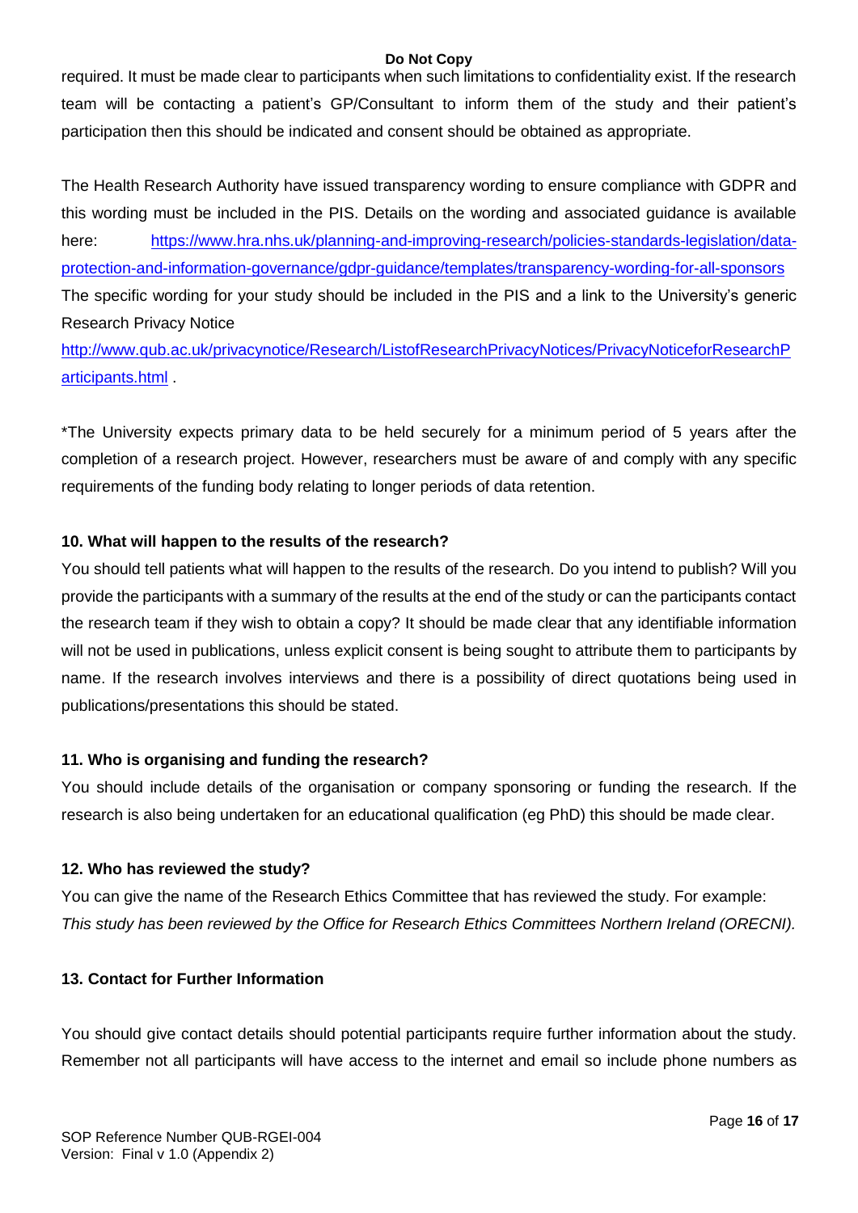required. It must be made clear to participants when such limitations to confidentiality exist. If the research team will be contacting a patient's GP/Consultant to inform them of the study and their patient's participation then this should be indicated and consent should be obtained as appropriate.

The Health Research Authority have issued transparency wording to ensure compliance with GDPR and this wording must be included in the PIS. Details on the wording and associated guidance is available here: [https://www.hra.nhs.uk/planning-and-improving-research/policies-standards-legislation/data-protection-and-information-governance/gdpr-guidance/templates/transparency-wording-for-all-sponsors](https://www.hra.nhs.uk/planning-and-improving-research/policies-standards-legislation/data-protection-and-information-governance/gdpr-guidance/templates/transparency-wording-for-all-sponsors)
The specific wording for your study should be included in the PIS and a link to the University's generic Research Privacy Notice
[http://www.qub.ac.uk/privacynotice/Research/ListofResearchPrivacyNotices/PrivacyNoticeforResearchParticipants.html](http://www.qub.ac.uk/privacynotice/Research/ListofResearchPrivacyNotices/PrivacyNoticeforResearchParticipants.html) .

*The University expects primary data to be held securely for a minimum period of 5 years after the completion of a research project. However, researchers must be aware of and comply with any specific requirements of the funding body relating to longer periods of data retention.

**10. What will happen to the results of the research?**

You should tell patients what will happen to the results of the research. Do you intend to publish? Will you provide the participants with a summary of the results at the end of the study or can the participants contact the research team if they wish to obtain a copy? It should be made clear that any identifiable information will not be used in publications, unless explicit consent is being sought to attribute them to participants by name. If the research involves interviews and there is a possibility of direct quotations being used in publications/presentations this should be stated.

**11. Who is organising and funding the research?**

You should include details of the organisation or company sponsoring or funding the research. If the research is also being undertaken for an educational qualification (eg PhD) this should be made clear.

**12. Who has reviewed the study?**

You can give the name of the Research Ethics Committee that has reviewed the study. For example: *This study has been reviewed by the Office for Research Ethics Committees Northern Ireland (ORECNI).*

**13. Contact for Further Information**

You should give contact details should potential participants require further information about the study. Remember not all participants will have access to the internet and email so include phone numbers as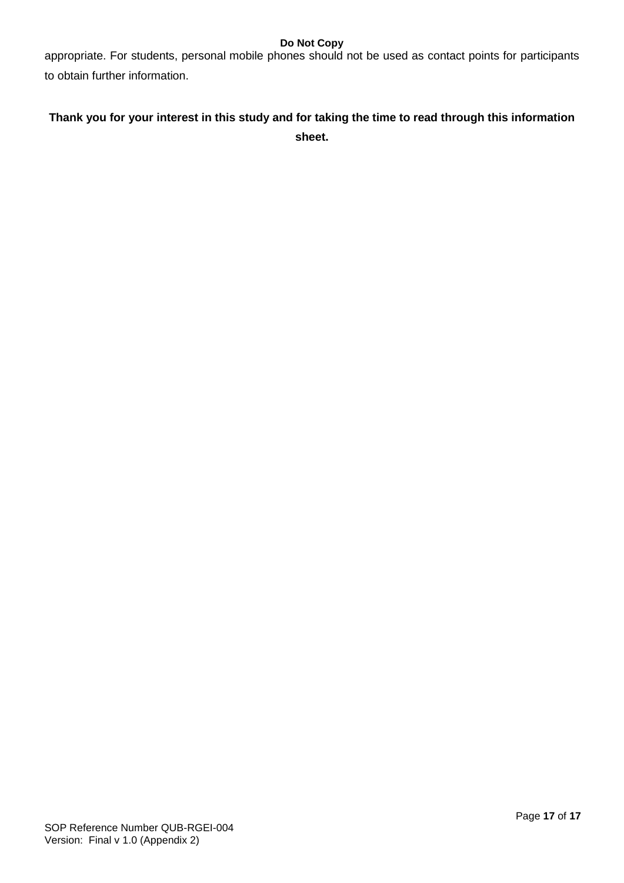appropriate. For students, personal mobile phones should not be used as contact points for participants to obtain further information.

**Thank you for your interest in this study and for taking the time to read through this information sheet.**